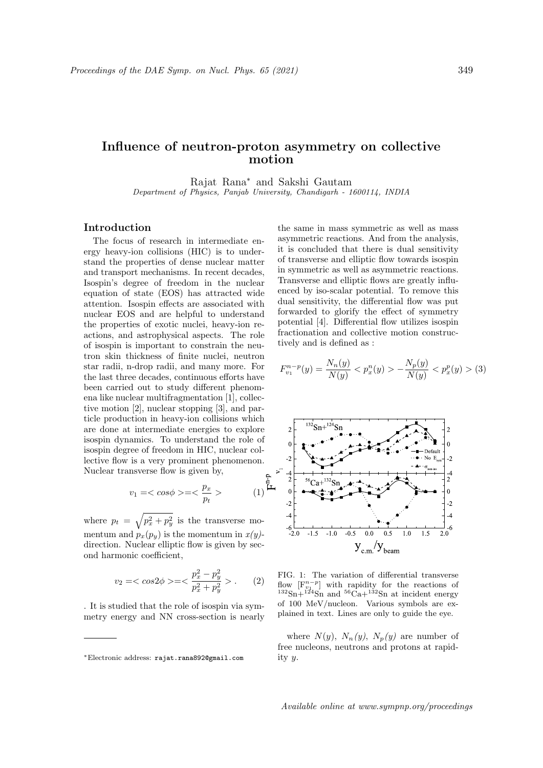# Influence of neutron-proton asymmetry on collective motion

Rajat Rana* and Sakshi Gautam

*Department of Physics, Panjab University, Chandigarh - 1600114, INDIA*

## Introduction

The focus of research in intermediate energy heavy-ion collisions (HIC) is to understand the properties of dense nuclear matter and transport mechanisms. In recent decades, Isospin's degree of freedom in the nuclear equation of state (EOS) has attracted wide attention. Isospin effects are associated with nuclear EOS and are helpful to understand the properties of exotic nuclei, heavy-ion reactions, and astrophysical aspects. The role of isospin is important to constrain the neutron skin thickness of finite nuclei, neutron star radii, n-drop radii, and many more. For the last three decades, continuous efforts have been carried out to study different phenomena like nuclear multifragmentation [1], collective motion [2], nuclear stopping [3], and particle production in heavy-ion collisions which are done at intermediate energies to explore isospin dynamics. To understand the role of isospin degree of freedom in HIC, nuclear collective flow is a very prominent phenomenon. Nuclear transverse flow is given by,

$$v_1 = < cos\phi > = < \frac{p_x}{p_t} > \quad (1)$$

where $p_t = \sqrt{p_x^2 + p_y^2}$ is the transverse momentum and $p_x(p_y)$ is the momentum in $x(y)$-direction. Nuclear elliptic flow is given by second harmonic coefficient,

$$v_2 = < cos2\phi > = < \frac{p_x^2 - p_y^2}{p_x^2 + p_y^2} > . \quad (2)$$

. It is studied that the role of isospin via symmetry energy and NN cross-section is nearly the same in mass symmetric as well as mass asymmetric reactions. And from the analysis, it is concluded that there is dual sensitivity of transverse and elliptic flow towards isospin in symmetric as well as asymmetric reactions. Transverse and elliptic flows are greatly influenced by iso-scalar potential. To remove this dual sensitivity, the differential flow was put forwarded to glorify the effect of symmetry potential [4]. Differential flow utilizes isospin fractionation and collective motion constructively and is defined as :

$$F_{v_1}^{n-p}(y) = \frac{N_n(y)}{N(y)} < p_x^n(y) > - \frac{N_p(y)}{N(y)} < p_x^p(y) > \quad (3)$$

FIG. 1: The variation of differential transverse flow $[F_{v_1}^{n-p}]$ with rapidity for the reactions of $^{132}$Sn+$^{124}$Sn and $^{56}$Ca+$^{132}$Sn at incident energy of 100 MeV/nucleon. Various symbols are explained in text. Lines are only to guide the eye.

where $N(y)$, $N_n(y)$, $N_p(y)$ are number of free nucleons, neutrons and protons at rapidity $y$.

*Electronic address: rajat.rana892@gmail.com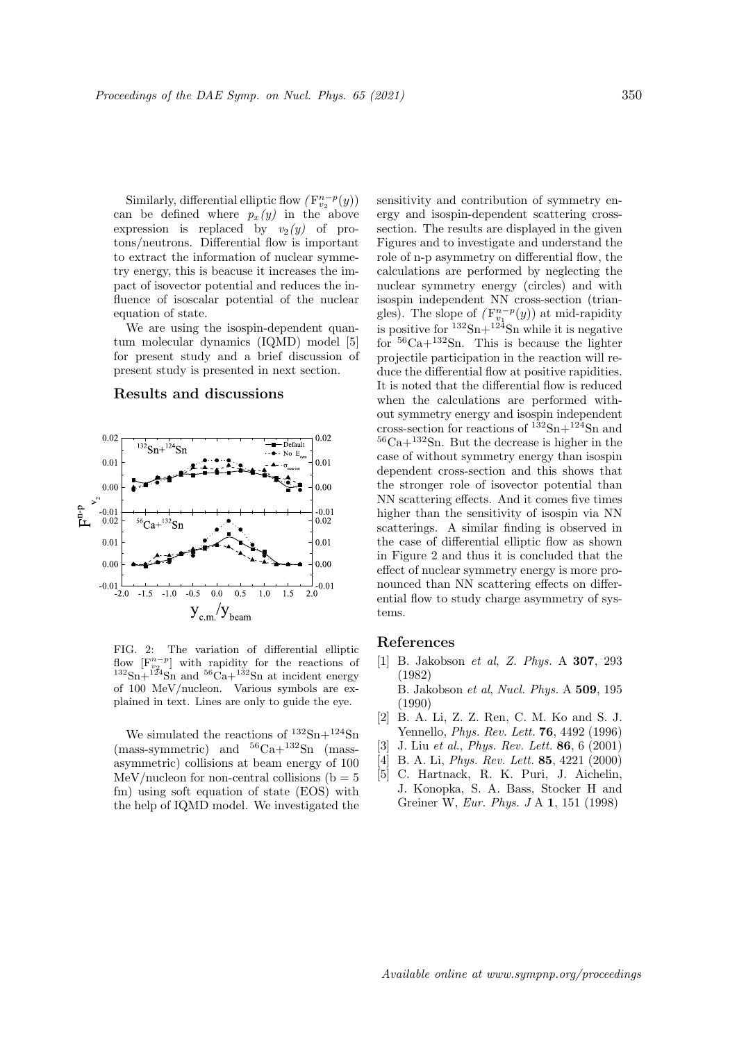Similarly, differential elliptic flow $(\mathrm{F}_{v_2}^{n-p}(y))$ can be defined where $p_x(y)$ in the above expression is replaced by $v_2(y)$ of protons/neutrons. Differential flow is important to extract the information of nuclear symmetry energy, this is beacuse it increases the impact of isovector potential and reduces the influence of isoscalar potential of the nuclear equation of state.

We are using the isospin-dependent quantum molecular dynamics (IQMD) model [5] for present study and a brief discussion of present study is presented in next section.

## Results and discussions

0.02
0.01
0.00
-0.01
0.02
0.01
0.00
-0.01

$^{132}$Sn+$^{124}$Sn

Default
No $E_{sym}$
$\sigma_{non-iso}$

$^{56}$Ca+$^{132}$Sn

$F^{n-p}_{v_2}$

-2.0 -1.5 -1.0 -0.5 0.0 0.5 1.0 1.5 2.0

$y_{c.m.}/y_{beam}$

FIG. 2: The variation of differential elliptic flow $[\mathrm{F}_{v_2}^{n-p}]$ with rapidity for the reactions of $^{132}$Sn+$^{124}$Sn and $^{56}$Ca+$^{132}$Sn at incident energy of 100 MeV/nucleon. Various symbols are explained in text. Lines are only to guide the eye.

We simulated the reactions of $^{132}$Sn+$^{124}$Sn (mass-symmetric) and $^{56}$Ca+$^{132}$Sn (mass-asymmetric) collisions at beam energy of 100 MeV/nucleon for non-central collisions (b = 5 fm) using soft equation of state (EOS) with the help of IQMD model. We investigated the sensitivity and contribution of symmetry energy and isospin-dependent scattering cross-section. The results are displayed in the given Figures and to investigate and understand the role of n-p asymmetry on differential flow, the calculations are performed by neglecting the nuclear symmetry energy (circles) and with isospin independent NN cross-section (triangles). The slope of $(\mathrm{F}_{v_1}^{n-p}(y))$ at mid-rapidity is positive for $^{132}$Sn+$^{124}$Sn while it is negative for $^{56}$Ca+$^{132}$Sn. This is because the lighter projectile participation in the reaction will reduce the differential flow at positive rapidities. It is noted that the differential flow is reduced when the calculations are performed without symmetry energy and isospin independent cross-section for reactions of $^{132}$Sn+$^{124}$Sn and $^{56}$Ca+$^{132}$Sn. But the decrease is higher in the case of without symmetry energy than isospin dependent cross-section and this shows that the stronger role of isovector potential than NN scattering effects. And it comes five times higher than the sensitivity of isospin via NN scatterings. A similar finding is observed in the case of differential elliptic flow as shown in Figure 2 and thus it is concluded that the effect of nuclear symmetry energy is more pronounced than NN scattering effects on differential flow to study charge asymmetry of systems.

## References

[1] B. Jakobson *et al*, *Z. Phys.* A **307**, 293 (1982)
B. Jakobson *et al*, *Nucl. Phys.* A **509**, 195 (1990)

[2] B. A. Li, Z. Z. Ren, C. M. Ko and S. J. Yennello, *Phys. Rev. Lett.* **76**, 4492 (1996)

[3] J. Liu *et al.*, *Phys. Rev. Lett.* **86**, 6 (2001)

[4] B. A. Li, *Phys. Rev. Lett.* **85**, 4221 (2000)

[5] C. Hartnack, R. K. Puri, J. Aichelin, J. Konopka, S. A. Bass, Stocker H and Greiner W, *Eur. Phys. J* A **1**, 151 (1998)